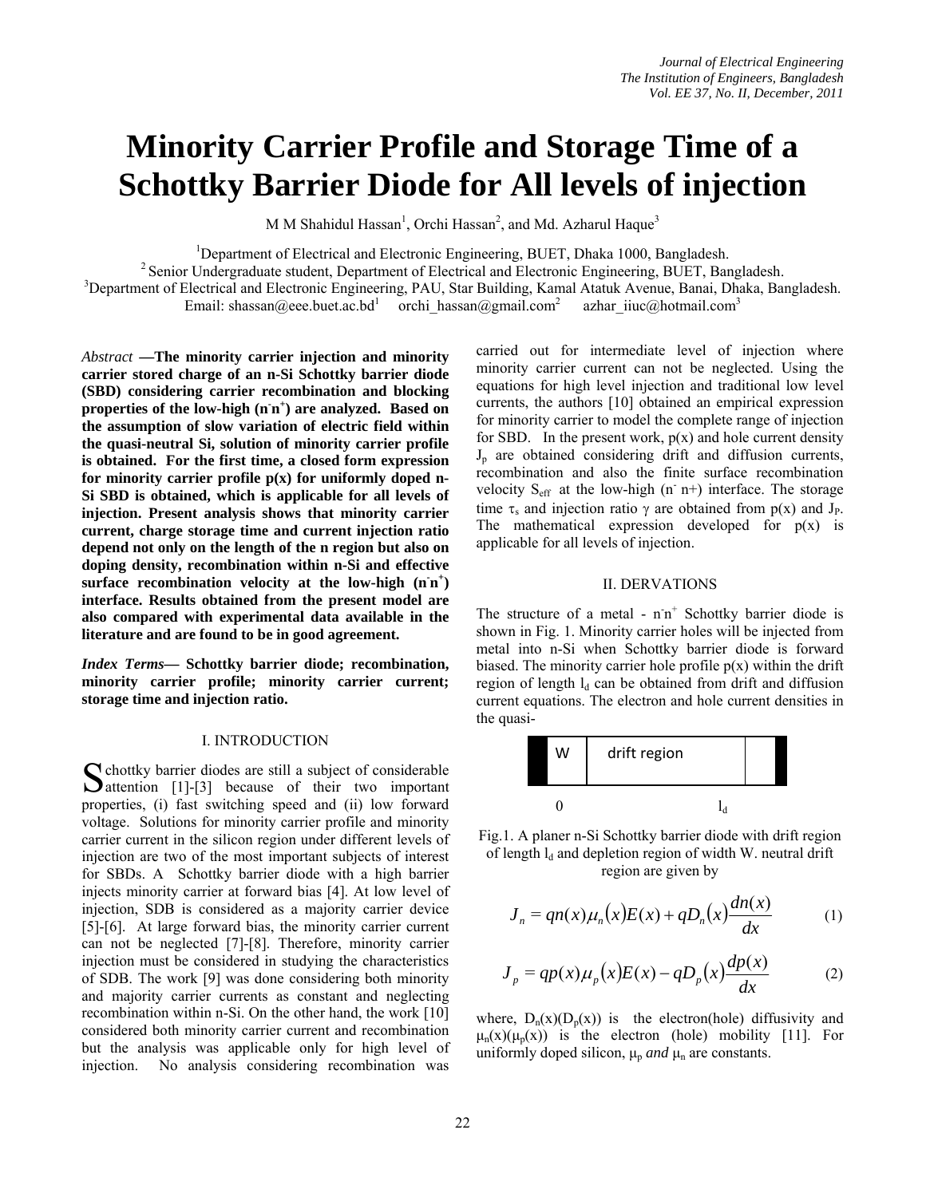# Minority Carrier Profile and Storage Time of a Schottky Barrier Diode for All levels of injection

M M Shahidul Hassan[1], Orchi Hassan[2], and Md. Azharul Haque[3]

[1]Department of Electrical and Electronic Engineering, BUET, Dhaka 1000, Bangladesh.
[2] Senior Undergraduate student, Department of Electrical and Electronic Engineering, BUET, Bangladesh.
[3]Department of Electrical and Electronic Engineering, PAU, Star Building, Kamal Atatuk Avenue, Banai, Dhaka, Bangladesh.
Email: shassan@eee.buet.ac.bd[1] orchi_hassan@gmail.com[2] azhar_iiuc@hotmail.com[3]

*Abstract* **—The minority carrier injection and minority carrier stored charge of an n-Si Schottky barrier diode (SBD) considering carrier recombination and blocking properties of the low-high ($n^-n^+$) are analyzed. Based on the assumption of slow variation of electric field within the quasi-neutral Si, solution of minority carrier profile is obtained. For the first time, a closed form expression for minority carrier profile p(x) for uniformly doped n-Si SBD is obtained, which is applicable for all levels of injection. Present analysis shows that minority carrier current, charge storage time and current injection ratio depend not only on the length of the n region but also on doping density, recombination within n-Si and effective surface recombination velocity at the low-high ($n^-n^+$) interface. Results obtained from the present model are also compared with experimental data available in the literature and are found to be in good agreement.**

***Index Terms*— Schottky barrier diode; recombination, minority carrier profile; minority carrier current; storage time and injection ratio.**

## I. INTRODUCTION

Schottky barrier diodes are still a subject of considerable attention [1]-[3] because of their two important properties, (i) fast switching speed and (ii) low forward voltage. Solutions for minority carrier profile and minority carrier current in the silicon region under different levels of injection are two of the most important subjects of interest for SBDs. A Schottky barrier diode with a high barrier injects minority carrier at forward bias [4]. At low level of injection, SDB is considered as a majority carrier device [5]-[6]. At large forward bias, the minority carrier current can not be neglected [7]-[8]. Therefore, minority carrier injection must be considered in studying the characteristics of SDB. The work [9] was done considering both minority and majority carrier currents as constant and neglecting recombination within n-Si. On the other hand, the work [10] considered both minority carrier current and recombination but the analysis was applicable only for high level of injection. No analysis considering recombination was carried out for intermediate level of injection where minority carrier current can not be neglected. Using the equations for high level injection and traditional low level currents, the authors [10] obtained an empirical expression for minority carrier to model the complete range of injection for SBD. In the present work, p(x) and hole current density $J_p$ are obtained considering drift and diffusion currents, recombination and also the finite surface recombination velocity $S_{eff}$ at the low-high ($n^-$ n+) interface. The storage time $\tau_s$ and injection ratio $\gamma$ are obtained from p(x) and $J_P$. The mathematical expression developed for p(x) is applicable for all levels of injection.

## II. DERVATIONS

The structure of a metal - $n^-n^+$ Schottky barrier diode is shown in Fig. 1. Minority carrier holes will be injected from metal into n-Si when Schottky barrier diode is forward biased. The minority carrier hole profile p(x) within the drift region of length $l_d$ can be obtained from drift and diffusion current equations. The electron and hole current densities in the quasi-neutral drift region are given by

| W | drift region | |
|---|---|---|
| 0 | | $l_d$ |

Fig.1. A planer n-Si Schottky barrier diode with drift region of length $l_d$ and depletion region of width W.

$$J_n = qn(x)\mu_n(x)E(x) + qD_n(x)\frac{dn(x)}{dx} \qquad (1)$$

$$J_p = qp(x)\mu_p(x)E(x) - qD_p(x)\frac{dp(x)}{dx} \qquad (2)$$

where, $D_n(x)(D_p(x))$ is the electron(hole) diffusivity and $\mu_n(x)(\mu_p(x))$ is the electron (hole) mobility [11]. For uniformly doped silicon, $\mu_p$ *and* $\mu_n$ are constants.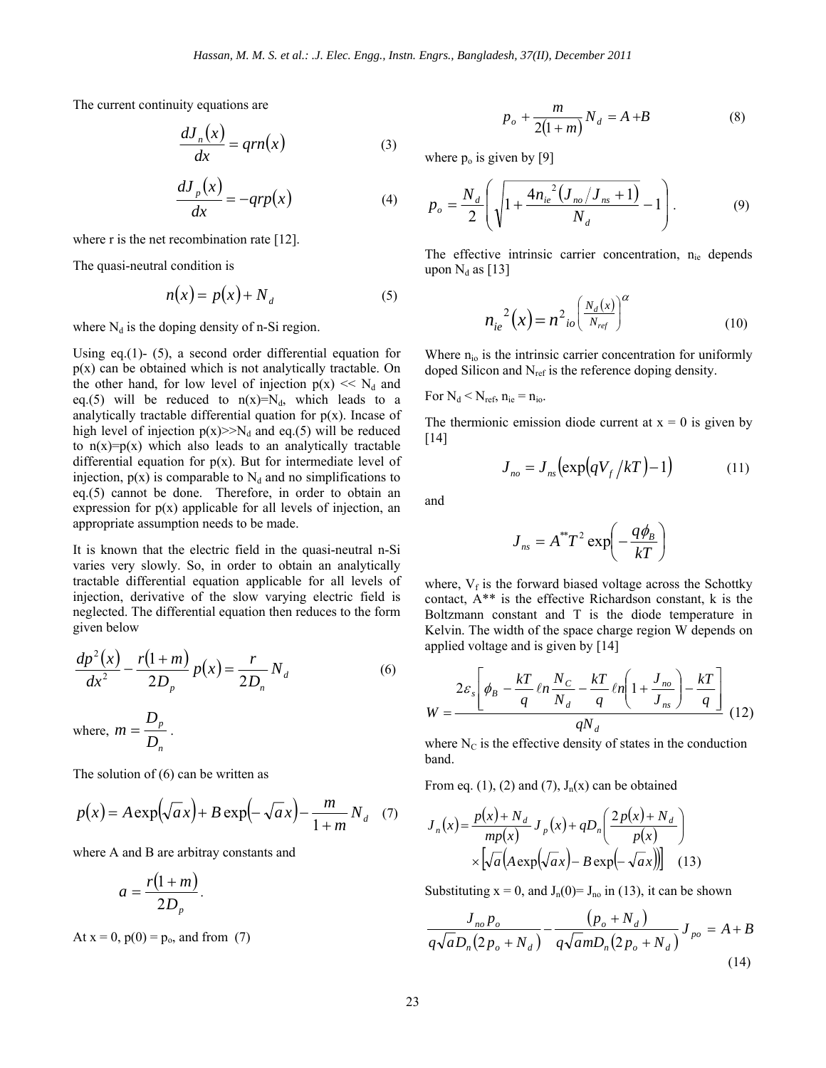The current continuity equations are

$$\frac{dJ_n(x)}{dx} = qrn(x) \quad (3)$$

$$\frac{dJ_p(x)}{dx} = -qrp(x) \quad (4)$$

where r is the net recombination rate [12].

The quasi-neutral condition is

$$n(x) = p(x) + N_d \quad (5)$$

where $N_d$ is the doping density of n-Si region.

Using eq.(1)- (5), a second order differential equation for p(x) can be obtained which is not analytically tractable. On the other hand, for low level of injection $p(x) << N_d$ and eq.(5) will be reduced to $n(x)=N_d$, which leads to a analytically tractable differential quation for p(x). Incase of high level of injection $p(x)>>N_d$ and eq.(5) will be reduced to $n(x)=p(x)$ which also leads to an analytically tractable differential equation for p(x). But for intermediate level of injection, p(x) is comparable to $N_d$ and no simplifications to eq.(5) cannot be done. Therefore, in order to obtain an expression for p(x) applicable for all levels of injection, an appropriate assumption needs to be made.

It is known that the electric field in the quasi-neutral n-Si varies very slowly. So, in order to obtain an analytically tractable differential equation applicable for all levels of injection, derivative of the slow varying electric field is neglected. The differential equation then reduces to the form given below

$$\frac{dp^2(x)}{dx^2} - \frac{r(1+m)}{2D_p} p(x) = \frac{r}{2D_n} N_d \quad (6)$$

where, $m = \dfrac{D_p}{D_n}$.

The solution of (6) can be written as

$$p(x) = A\exp\left(\sqrt{a}x\right) + B\exp\left(-\sqrt{a}x\right) - \frac{m}{1+m} N_d \quad (7)$$

where A and B are arbitray constants and

$$a = \frac{r(1+m)}{2D_p}.$$

At x = 0, p(0) = $p_o$, and from (7)

$$p_o + \frac{m}{2(1+m)} N_d = A + B \quad (8)$$

where $p_o$ is given by [9]

$$p_o = \frac{N_d}{2}\left(\sqrt{1 + \frac{4n_{ie}^2\left(J_{no}/J_{ns}+1\right)}{N_d}} - 1\right). \quad (9)$$

The effective intrinsic carrier concentration, $n_{ie}$ depends upon $N_d$ as [13]

$$n_{ie}^2(x) = n^2_{io}\left(\frac{N_d(x)}{N_{ref}}\right)^{\alpha} \quad (10)$$

Where $n_{io}$ is the intrinsic carrier concentration for uniformly doped Silicon and $N_{ref}$ is the reference doping density.

For $N_d < N_{ref}$, $n_{ie} = n_{io}$.

The thermionic emission diode current at x = 0 is given by [14]

$$J_{no} = J_{ns}\left(\exp\left(qV_f/kT\right) - 1\right) \quad (11)$$

and

$$J_{ns} = A^{**}T^2 \exp\left(-\frac{q\phi_B}{kT}\right)$$

where, $V_f$ is the forward biased voltage across the Schottky contact, A** is the effective Richardson constant, k is the Boltzmann constant and T is the diode temperature in Kelvin. The width of the space charge region W depends on applied voltage and is given by [14]

$$W = \frac{2\varepsilon_s\left[\phi_B - \frac{kT}{q}\ell n\frac{N_C}{N_d} - \frac{kT}{q}\ell n\left(1 + \frac{J_{no}}{J_{ns}}\right) - \frac{kT}{q}\right]}{qN_d} \quad (12)$$

where $N_C$ is the effective density of states in the conduction band.

From eq. (1), (2) and (7), $J_n(x)$ can be obtained

$$J_n(x) = \frac{p(x)+N_d}{mp(x)} J_p(x) + qD_n\left(\frac{2p(x)+N_d}{p(x)}\right) \times \left[\sqrt{a}\left(A\exp\left(\sqrt{a}x\right) - B\exp\left(-\sqrt{a}x\right)\right)\right] \quad (13)$$

Substituting x = 0, and $J_n(0)= J_{no}$ in (13), it can be shown

$$\frac{J_{no}p_o}{q\sqrt{a}D_n\left(2p_o+N_d\right)} - \frac{\left(p_o+N_d\right)}{q\sqrt{a}mD_n\left(2p_o+N_d\right)} J_{po} = A + B \quad (14)$$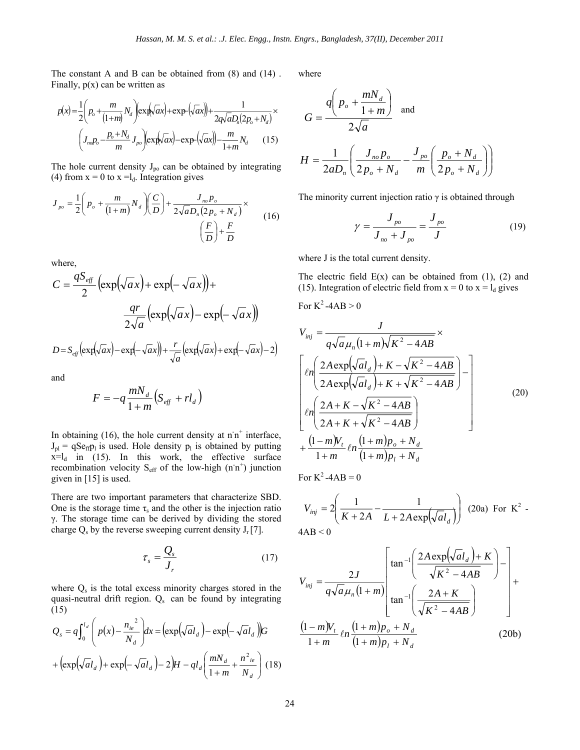The constant A and B can be obtained from (8) and (14) . Finally, p(x) can be written as

$$p(x)=\frac{1}{2}\left(p_o+\frac{m}{(1+m)}N_d\right)\left(\exp\left(\sqrt{a}x\right)+\exp\left(-\sqrt{a}x\right)\right)+\frac{1}{2q\sqrt{a}D_n(2p_o+N_d)}\times$$
$$\left(J_{no}p_o-\frac{p_o+N_d}{m}J_{po}\right)\left(\exp\left(\sqrt{a}x\right)-\exp\left(-\sqrt{a}x\right)\right)-\frac{m}{1+m}N_d \quad (15)$$

The hole current density $J_{po}$ can be obtained by integrating (4) from x = 0 to x =$l_d$. Integration gives

$$J_{po}=\frac{1}{2}\left(p_o+\frac{m}{(1+m)}N_d\right)\left(\frac{C}{D}\right)+\frac{J_{no}p_o}{2\sqrt{a}D_n(2p_o+N_d)}\times\left(\frac{F}{D}\right)+\frac{F}{D} \quad (16)$$

where,

$$C=\frac{qS_{eff}}{2}\left(\exp\left(\sqrt{a}x\right)+\exp\left(-\sqrt{a}x\right)\right)+\frac{qr}{2\sqrt{a}}\left(\exp\left(\sqrt{a}x\right)-\exp\left(-\sqrt{a}x\right)\right)$$

$$D=S_{eff}\left(\exp\left(\sqrt{a}x\right)-\exp\left(-\sqrt{a}x\right)\right)+\frac{r}{\sqrt{a}}\left(\exp\left(\sqrt{a}x\right)+\exp\left(-\sqrt{a}x\right)-2\right)$$

and

$$F=-q\frac{mN_d}{1+m}\left(S_{eff}+rl_d\right)$$

In obtaining (16), the hole current density at $n^-n^+$ interface, $J_{pl}$ = $qS_{eff}p_l$ is used. Hole density $p_l$ is obtained by putting x=$l_d$ in (15). In this work, the effective surface recombination velocity $S_{eff}$ of the low-high ($n^-n^+$) junction given in [15] is used.

There are two important parameters that characterize SBD. One is the storage time $\tau_s$ and the other is the injection ratio $\gamma$. The storage time can be derived by dividing the stored charge $Q_s$ by the reverse sweeping current density $J_r$ [7].

$$\tau_s=\frac{Q_s}{J_r} \quad (17)$$

where $Q_s$ is the total excess minority charges stored in the quasi-neutral drift region. $Q_s$ can be found by integrating (15)

$$Q_s=q\int_0^{l_d}\left(p(x)-\frac{n_{ie}^2}{N_d}\right)dx=\left(\exp\left(\sqrt{a}l_d\right)-\exp\left(-\sqrt{a}l_d\right)\right)G$$
$$+\left(\exp\left(\sqrt{a}l_d\right)+\exp\left(-\sqrt{a}l_d\right)-2\right)H-ql_d\left(\frac{mN_d}{1+m}+\frac{n_{ie}^2}{N_d}\right) \quad (18)$$

where

$$G=\frac{q\left(p_o+\frac{mN_d}{1+m}\right)}{2\sqrt{a}} \quad \text{and}$$

$$H=\frac{1}{2aD_n}\left(\frac{J_{no}p_o}{2p_o+N_d}-\frac{J_{po}}{m}\left(\frac{p_o+N_d}{2p_o+N_d}\right)\right)$$

The minority current injection ratio $\gamma$ is obtained through

$$\gamma=\frac{J_{po}}{J_{no}+J_{po}}=\frac{J_{po}}{J} \quad (19)$$

where J is the total current density.

The electric field E(x) can be obtained from (1), (2) and (15). Integration of electric field from x = 0 to x = $l_d$ gives

For $K^2$ -4AB > 0

$$V_{inj}=\frac{J}{q\sqrt{a}\mu_n(1+m)\sqrt{K^2-4AB}}\times\left[\ell n\left(\frac{2A\exp\left(\sqrt{a}l_d\right)+K-\sqrt{K^2-4AB}}{2A\exp\left(\sqrt{a}l_d\right)+K+\sqrt{K^2-4AB}}\right)-\ell n\left(\frac{2A+K-\sqrt{K^2-4AB}}{2A+K+\sqrt{K^2-4AB}}\right)\right]+\frac{(1-m)V_t}{1+m}\ell n\frac{(1+m)p_o+N_d}{(1+m)p_l+N_d} \quad (20)$$

For $K^2$ -4AB = 0

$$V_{inj}=2\left(\frac{1}{K+2A}-\frac{1}{L+2A\exp\left(\sqrt{a}l_d\right)}\right) \quad (20a)$$

For $K^2$ -4AB < 0

$$V_{inj}=\frac{2J}{q\sqrt{a}\mu_n(1+m)}\left[\tan^{-1}\left(\frac{2A\exp\left(\sqrt{a}l_d\right)+K}{\sqrt{K^2-4AB}}\right)-\tan^{-1}\left(\frac{2A+K}{\sqrt{K^2-4AB}}\right)\right]+\frac{(1-m)V_t}{1+m}\ell n\frac{(1+m)p_o+N_d}{(1+m)p_l+N_d} \quad (20b)$$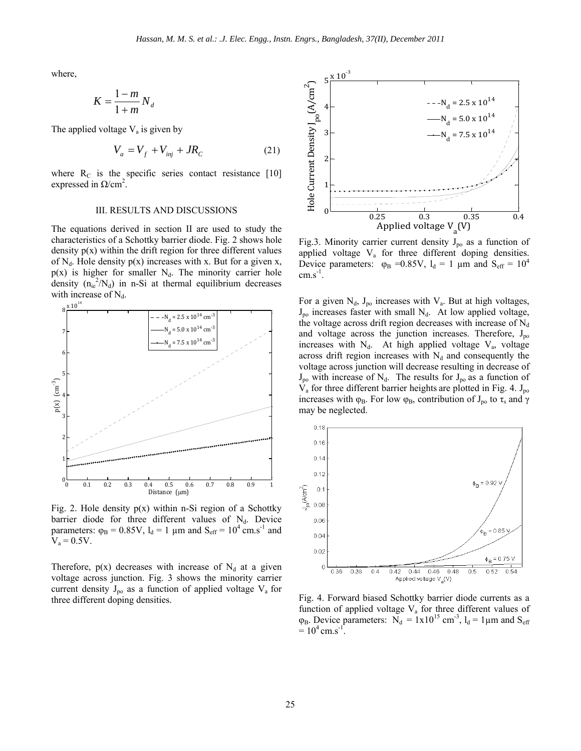where,

$$K = \frac{1-m}{1+m} N_d$$

The applied voltage $V_a$ is given by

$$V_a = V_f + V_{inj} + JR_C \tag{21}$$

where $R_C$ is the specific series contact resistance [10] expressed in $\Omega/cm^2$.

## III. RESULTS AND DISCUSSIONS

The equations derived in section II are used to study the characteristics of a Schottky barrier diode. Fig. 2 shows hole density $p(x)$ within the drift region for three different values of $N_d$. Hole density $p(x)$ increases with x. But for a given x, $p(x)$ is higher for smaller $N_d$. The minority carrier hole density ($n_{ie}^2/N_d$) in n-Si at thermal equilibrium decreases with increase of $N_d$.

Fig. 2. Hole density $p(x)$ within n-Si region of a Schottky barrier diode for three different values of $N_d$. Device parameters: $\varphi_B = 0.85V$, $l_d = 1$ μm and $S_{eff} = 10^4$ $cm.s^{-1}$ and $V_a = 0.5V$.

Therefore, $p(x)$ decreases with increase of $N_d$ at a given voltage across junction. Fig. 3 shows the minority carrier current density $J_{po}$ as a function of applied voltage $V_a$ for three different doping densities.

Fig.3. Minority carrier current density $J_{po}$ as a function of applied voltage $V_a$ for three different doping densities. Device parameters: $\varphi_B$ =0.85V, $l_d$ = 1 μm and $S_{eff} = 10^4$ $cm.s^{-1}$.

For a given $N_d$, $J_{po}$ increases with $V_a$. But at high voltages, $J_{po}$ increases faster with small $N_d$. At low applied voltage, the voltage across drift region decreases with increase of $N_d$ and voltage across the junction increases. Therefore, $J_{po}$ increases with $N_d$. At high applied voltage $V_a$, voltage across drift region increases with $N_d$ and consequently the voltage across junction will decrease resulting in decrease of $J_{po}$ with increase of $N_d$. The results for $J_{po}$ as a function of $V_a$ for three different barrier heights are plotted in Fig. 4. $J_{po}$ increases with $\varphi_B$. For low $\varphi_B$, contribution of $J_{po}$ to $\tau_s$ and $\gamma$ may be neglected.

Fig. 4. Forward biased Schottky barrier diode currents as a function of applied voltage $V_a$ for three different values of $\varphi_B$. Device parameters: $N_d = 1x10^{15}$ $cm^{-3}$, $l_d$ = 1μm and $S_{eff} = 10^4$ $cm.s^{-1}$.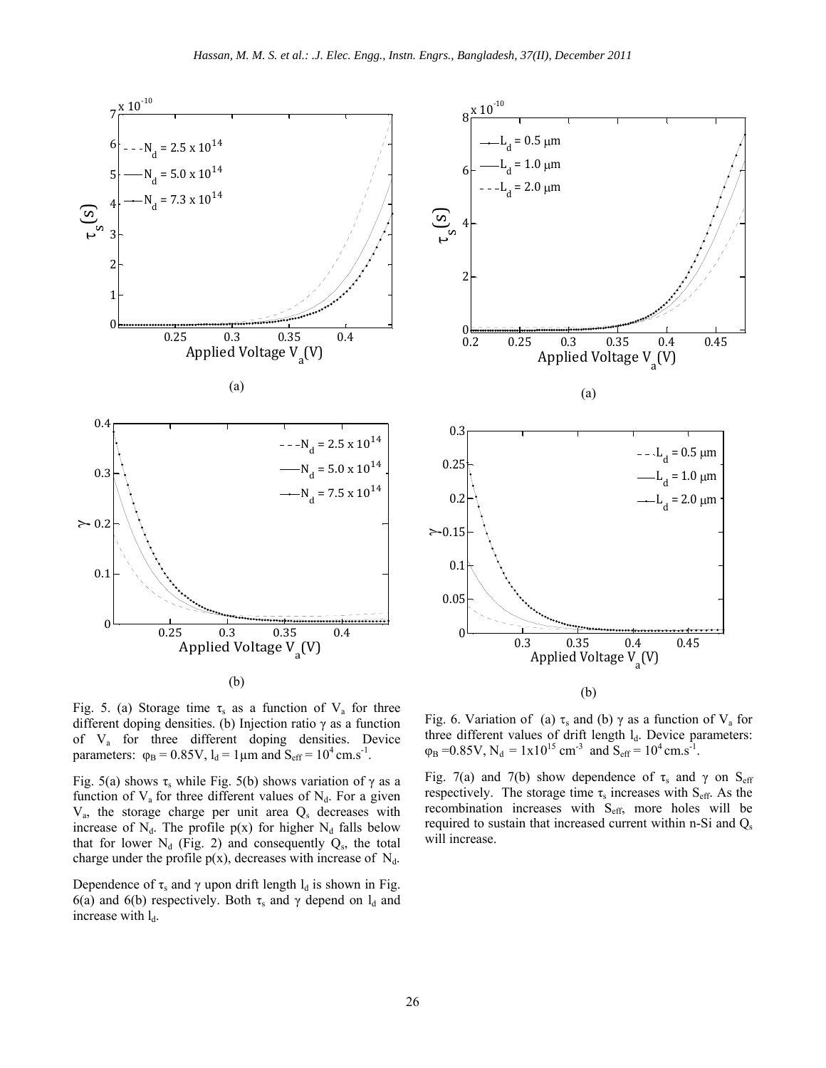Fig. 5. (a) Storage time $\tau_s$ as a function of $V_a$ for three different doping densities. (b) Injection ratio $\gamma$ as a function of $V_a$ for three different doping densities. Device parameters: $\varphi_B = 0.85$V, $l_d = 1\mu$m and $S_{eff} = 10^4$ cm.s$^{-1}$.

Fig. 5(a) shows $\tau_s$ while Fig. 5(b) shows variation of $\gamma$ as a function of $V_a$ for three different values of $N_d$. For a given $V_a$, the storage charge per unit area $Q_s$ decreases with increase of $N_d$. The profile p(x) for higher $N_d$ falls below that for lower $N_d$ (Fig. 2) and consequently $Q_s$, the total charge under the profile p(x), decreases with increase of $N_d$.

Dependence of $\tau_s$ and $\gamma$ upon drift length $l_d$ is shown in Fig. 6(a) and 6(b) respectively. Both $\tau_s$ and $\gamma$ depend on $l_d$ and increase with $l_d$.

Fig. 6. Variation of (a) $\tau_s$ and (b) $\gamma$ as a function of $V_a$ for three different values of drift length $l_d$. Device parameters: $\varphi_B = 0.85$V, $N_d = 1\text{x}10^{15}$ cm$^{-3}$ and $S_{eff} = 10^4$ cm.s$^{-1}$.

Fig. 7(a) and 7(b) show dependence of $\tau_s$ and $\gamma$ on $S_{eff}$ respectively. The storage time $\tau_s$ increases with $S_{eff}$. As the recombination increases with $S_{eff}$, more holes will be required to sustain that increased current within n-Si and $Q_s$ will increase.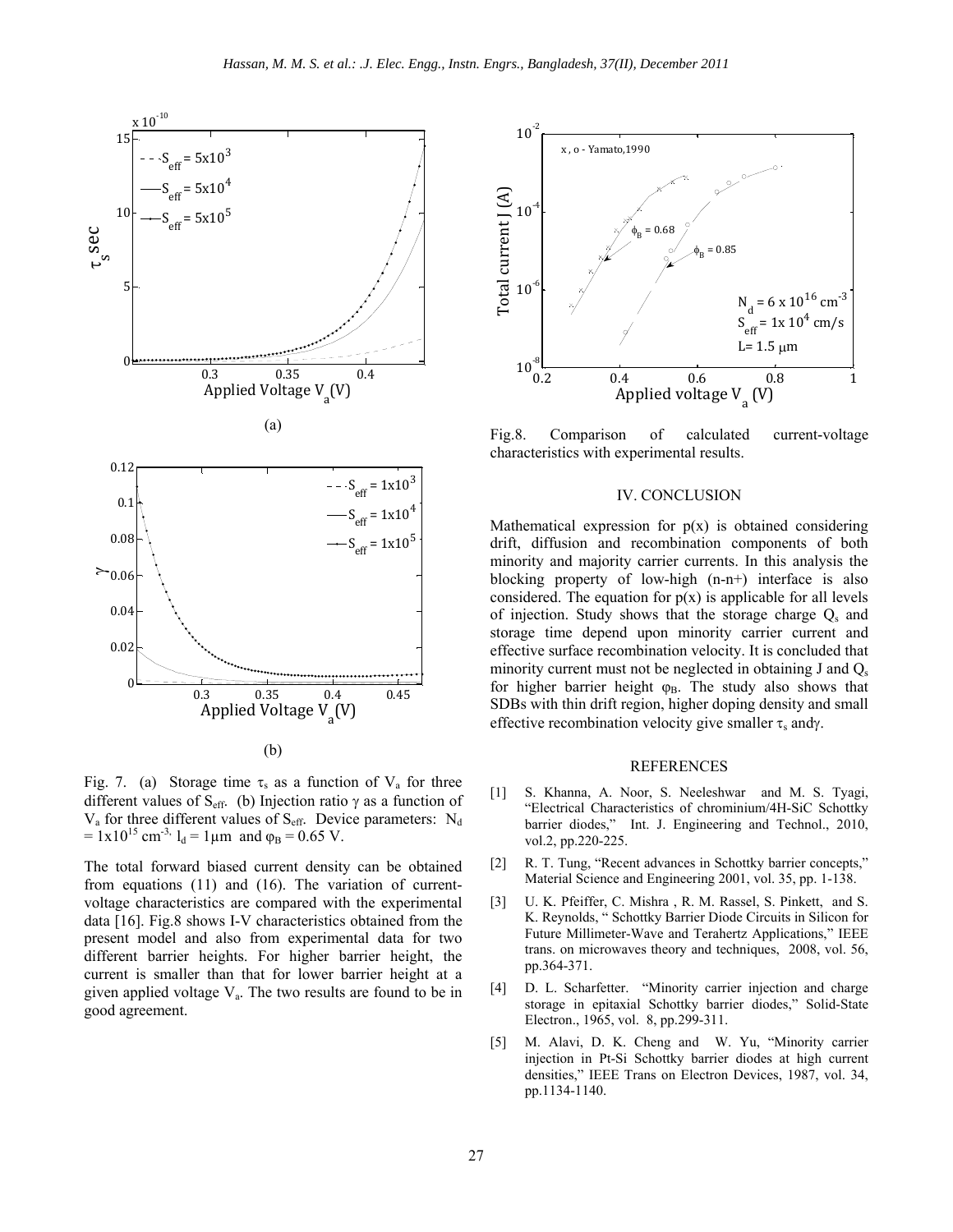Fig. 7. (a) Storage time $\tau_s$ as a function of $V_a$ for three different values of $S_{eff}$. (b) Injection ratio $\gamma$ as a function of $V_a$ for three different values of $S_{eff}$. Device parameters: $N_d = 1 \times 10^{15}$ cm$^{-3}$, $l_d = 1\mu$m and $\varphi_B = 0.65$ V.

The total forward biased current density can be obtained from equations (11) and (16). The variation of current-voltage characteristics are compared with the experimental data [16]. Fig.8 shows I-V characteristics obtained from the present model and also from experimental data for two different barrier heights. For higher barrier height, the current is smaller than that for lower barrier height at a given applied voltage $V_a$. The two results are found to be in good agreement.

Fig.8. Comparison of calculated current-voltage characteristics with experimental results.

## IV. CONCLUSION

Mathematical expression for p(x) is obtained considering drift, diffusion and recombination components of both minority and majority carrier currents. In this analysis the blocking property of low-high (n-n+) interface is also considered. The equation for p(x) is applicable for all levels of injection. Study shows that the storage charge $Q_s$ and storage time depend upon minority carrier current and effective surface recombination velocity. It is concluded that minority current must not be neglected in obtaining J and $Q_s$ for higher barrier height $\varphi_B$. The study also shows that SDBs with thin drift region, higher doping density and small effective recombination velocity give smaller $\tau_s$ and $\gamma$.

## REFERENCES

[1] S. Khanna, A. Noor, S. Neeleshwar and M. S. Tyagi, "Electrical Characteristics of chrominium/4H-SiC Schottky barrier diodes," Int. J. Engineering and Technol., 2010, vol.2, pp.220-225.

[2] R. T. Tung, "Recent advances in Schottky barrier concepts," Material Science and Engineering 2001, vol. 35, pp. 1-138.

[3] U. K. Pfeiffer, C. Mishra , R. M. Rassel, S. Pinkett, and S. K. Reynolds, " Schottky Barrier Diode Circuits in Silicon for Future Millimeter-Wave and Terahertz Applications," IEEE trans. on microwaves theory and techniques, 2008, vol. 56, pp.364-371.

[4] D. L. Scharfetter. "Minority carrier injection and charge storage in epitaxial Schottky barrier diodes," Solid-State Electron., 1965, vol. 8, pp.299-311.

[5] M. Alavi, D. K. Cheng and W. Yu, "Minority carrier injection in Pt-Si Schottky barrier diodes at high current densities," IEEE Trans on Electron Devices, 1987, vol. 34, pp.1134-1140.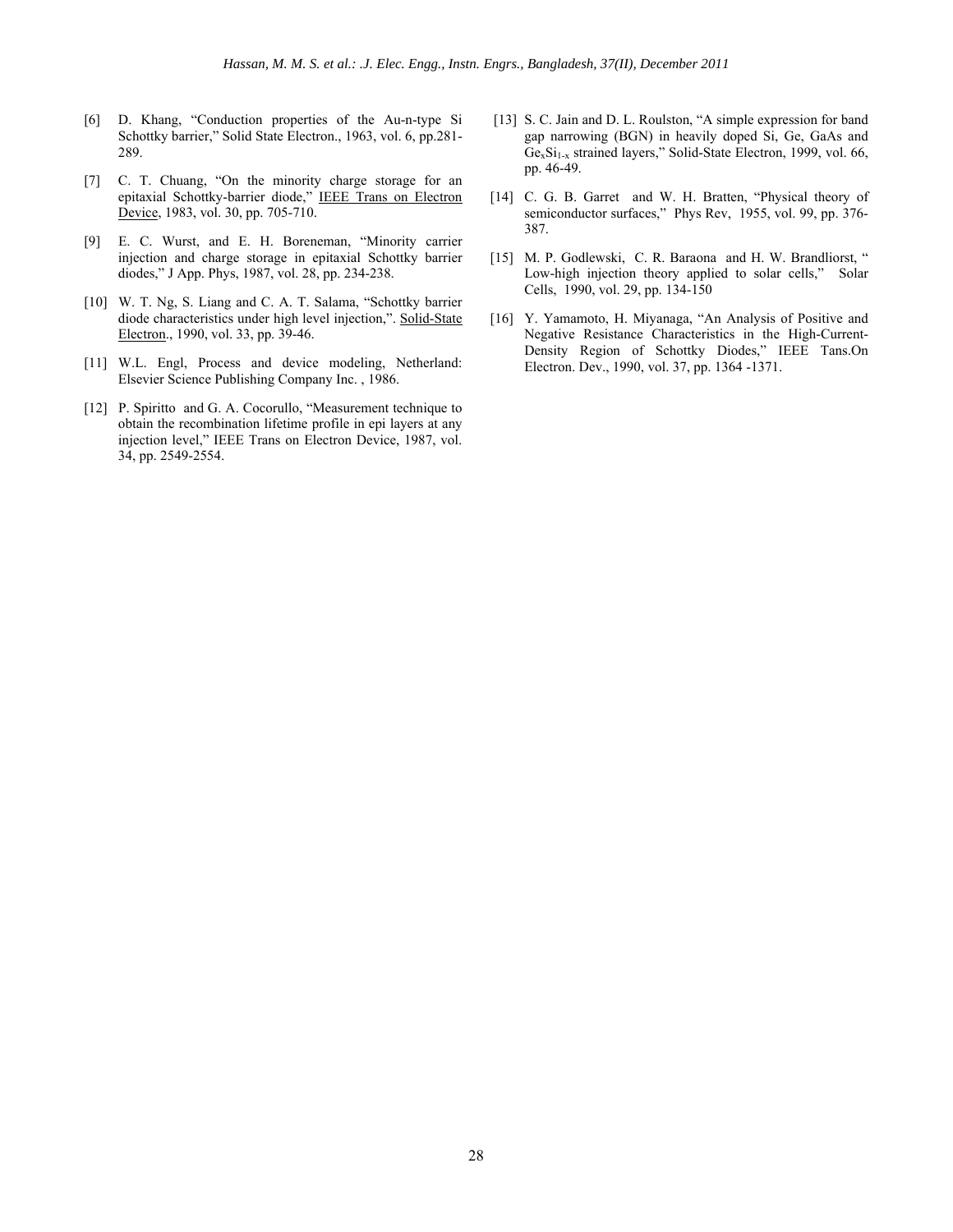[6] D. Khang, "Conduction properties of the Au-n-type Si Schottky barrier," Solid State Electron., 1963, vol. 6, pp.281-289.

[7] C. T. Chuang, "On the minority charge storage for an epitaxial Schottky-barrier diode," IEEE Trans on Electron Device, 1983, vol. 30, pp. 705-710.

[9] E. C. Wurst, and E. H. Boreneman, "Minority carrier injection and charge storage in epitaxial Schottky barrier diodes," J App. Phys, 1987, vol. 28, pp. 234-238.

[10] W. T. Ng, S. Liang and C. A. T. Salama, "Schottky barrier diode characteristics under high level injection,". Solid-State Electron., 1990, vol. 33, pp. 39-46.

[11] W.L. Engl, Process and device modeling, Netherland: Elsevier Science Publishing Company Inc. , 1986.

[12] P. Spiritto and G. A. Cocorullo, "Measurement technique to obtain the recombination lifetime profile in epi layers at any injection level," IEEE Trans on Electron Device, 1987, vol. 34, pp. 2549-2554.

[13] S. C. Jain and D. L. Roulston, "A simple expression for band gap narrowing (BGN) in heavily doped Si, Ge, GaAs and $Ge_xSi_{1-x}$ strained layers," Solid-State Electron, 1999, vol. 66, pp. 46-49.

[14] C. G. B. Garret and W. H. Bratten, "Physical theory of semiconductor surfaces," Phys Rev, 1955, vol. 99, pp. 376-387.

[15] M. P. Godlewski, C. R. Baraona and H. W. Brandliorst, " Low-high injection theory applied to solar cells," Solar Cells, 1990, vol. 29, pp. 134-150

[16] Y. Yamamoto, H. Miyanaga, "An Analysis of Positive and Negative Resistance Characteristics in the High-Current-Density Region of Schottky Diodes," IEEE Tans.On Electron. Dev., 1990, vol. 37, pp. 1364 -1371.